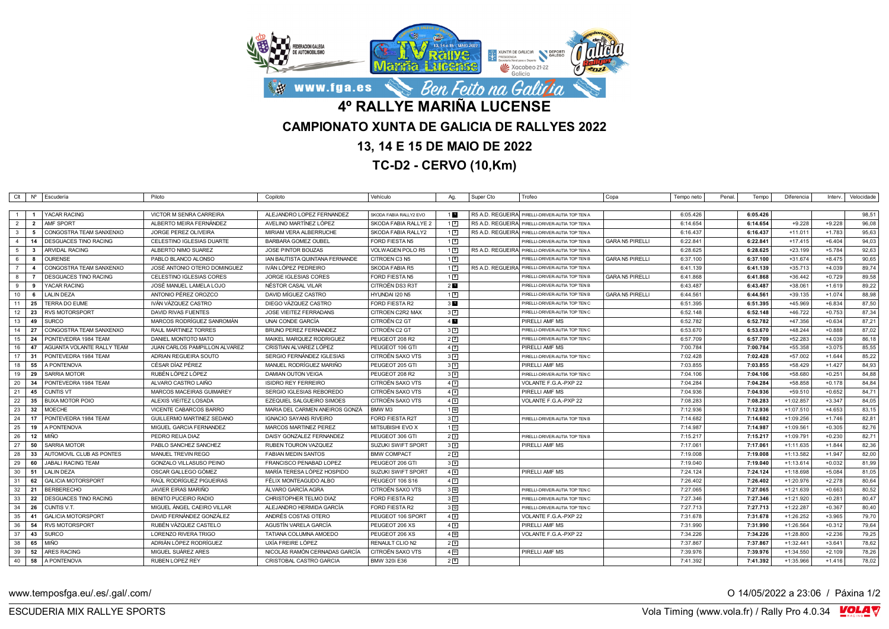# 4º RALLYE MARIÑA LUCENSE

## CAMPIONATO XUNTA DE GALICIA DE RALLYES 2022

## 13, 14 E 15 DE MAIO DE 2022

## TC-D2 - CERVO (10,Km)

| Clt | Nº | Escudería | Piloto | Copiloto | Vehículo | Ag. | Super Cto | Trofeo | Copa | Tempo neto | Penal. | Tempo | Diferencia | Interv. | Velocidade |
|---|---|---|---|---|---|---|---|---|---|---|---|---|---|---|---|
| 1 | 1 | YACAR RACING | VICTOR M SENRA CARREIRA | ALEJANDRO LOPEZ FERNANDEZ | SKODA FABIA RALLY2 EVO | 1 1 | R5 A.D. REGUEIRA | PIRELLI-DRIVER-AUTIA TOP TEN A | | 6:05.426 | | 6:05.426 | | | 98,51 |
| 2 | 2 | AMF SPORT | ALBERTO MEIRA FERNÁNDEZ | AVELINO MARTÍNEZ LÓPEZ | SKODA FABIA RALLYE 2 | 1 2 | R5 A.D. REGUEIRA | PIRELLI-DRIVER-AUTIA TOP TEN A | | 6:14.654 | | 6:14.654 | +9.228 | +9.228 | 96,08 |
| 3 | 5 | CONGOSTRA TEAM SANXENXO | JORGE PEREZ OLIVEIRA | MIRIAM VERA ALBERRUCHE | SKODA FABIA RALLY2 | 1 3 | R5 A.D. REGUEIRA | PIRELLI-DRIVER-AUTIA TOP TEN A | | 6:16.437 | | 6:16.437 | +11.011 | +1.783 | 95,63 |
| 4 | 14 | DESGUACES TINO RACING | CELESTINO IGLESIAS DUARTE | BARBARA GOMEZ OUBEL | FORD FIESTA N5 | 1 4 | | PIRELLI-DRIVER-AUTIA TOP TEN B | GARA N5 PIRELLI | 6:22.841 | | 6:22.841 | +17.415 | +6.404 | 94,03 |
| 5 | 3 | ARVIDAL RACING | ALBERTO NIMO SUAREZ | JOSE PINTOR BOUZAS | VOLWAGEN POLO R5 | 1 5 | R5 A.D. REGUEIRA | PIRELLI-DRIVER-AUTIA TOP TEN A | | 6:28.625 | | 6:28.625 | +23.199 | +5.784 | 92,63 |
| 6 | 8 | OURENSE | PABLO BLANCO ALONSO | IAN BAUTISTA QUINTANA FERNANDE | CITROEN C3 N5 | 1 6 | | PIRELLI-DRIVER-AUTIA TOP TEN B | GARA N5 PIRELLI | 6:37.100 | | 6:37.100 | +31.674 | +8.475 | 90,65 |
| 7 | 4 | CONGOSTRA TEAM SANXENXO | JOSÉ ANTONIO OTERO DOMINGUEZ | IVÁN LÓPEZ PEDREIRO | SKODA FABIA R5 | 1 7 | R5 A.D. REGUEIRA | PIRELLI-DRIVER-AUTIA TOP TEN A | | 6:41.139 | | 6:41.139 | +35.713 | +4.039 | 89,74 |
| 8 | 7 | DESGUACES TINO RACING | CELESTINO IGLESIAS CORES | JORGE IGLESIAS CORES | FORD FIESTA N5 | 1 8 | | PIRELLI-DRIVER-AUTIA TOP TEN B | GARA N5 PIRELLI | 6:41.868 | | 6:41.868 | +36.442 | +0.729 | 89,58 |
| 9 | 9 | YACAR RACING | JOSÉ MANUEL LAMELA LOJO | NÉSTOR CASAL VILAR | CITROËN DS3 R3T | 2 1 | | PIRELLI-DRIVER-AUTIA TOP TEN B | | 6:43.487 | | 6:43.487 | +38.061 | +1.619 | 89,22 |
| 10 | 6 | LALIN DEZA | ANTONIO PÉREZ OROZCO | DAVID MÍGUEZ CASTRO | HYUNDAI I20 N5 | 1 9 | | PIRELLI-DRIVER-AUTIA TOP TEN B | GARA N5 PIRELLI | 6:44.561 | | 6:44.561 | +39.135 | +1.074 | 88,98 |
| 11 | 25 | TERRA DO EUME | IVÁN VÁZQUEZ CASTRO | DIEGO VÁZQUEZ CASTRO | FORD FIESTA R2 | 3 1 | | PIRELLI-DRIVER-AUTIA TOP TEN C | | 6:51.395 | | 6:51.395 | +45.969 | +6.834 | 87,50 |
| 12 | 23 | RVS MOTORSPORT | DAVID RIVAS FUENTES | JOSE VIEITEZ FERRADANS | CITROEN C2R2 MAX | 3 2 | | PIRELLI-DRIVER-AUTIA TOP TEN C | | 6:52.148 | | 6:52.148 | +46.722 | +0.753 | 87,34 |
| 13 | 49 | SURCO | MARCOS RODRÍGUEZ SANROMÁN | UNAI CONDE GARCÍA | CITROËN C2 GT | 4 1 | | PIRELLI AMF MS | | 6:52.782 | | 6:52.782 | +47.356 | +0.634 | 87,21 |
| 14 | 27 | CONGOSTRA TEAM SANXENXO | RAUL MARTINEZ TORRES | BRUNO PEREZ FERNANDEZ | CITROËN C2 GT | 3 3 | | PIRELLI-DRIVER-AUTIA TOP TEN C | | 6:53.670 | | 6:53.670 | +48.244 | +0.888 | 87,02 |
| 15 | 24 | PONTEVEDRA 1984 TEAM | DANIEL MONTOTO MATO | MAIKEL MARQUEZ RODRIGUEZ | PEUGEOT 208 R2 | 2 2 | | PIRELLI-DRIVER-AUTIA TOP TEN C | | 6:57.709 | | 6:57.709 | +52.283 | +4.039 | 86,18 |
| 16 | 47 | AGUANTA VOLANTE RALLY TEAM | JUAN CARLOS PAMPILLON ALVAREZ | CRISTIAN ALVAREZ LÓPEZ | PEUGEOT 106 GTI | 4 2 | | PIRELLI AMF MS | | 7:00.784 | | 7:00.784 | +55.358 | +3.075 | 85,55 |
| 17 | 31 | PONTEVEDRA 1984 TEAM | ADRIAN REGUEIRA SOUTO | SERGIO FERNÁNDEZ IGLESIAS | CITROËN SAXO VTS | 3 4 | | PIRELLI-DRIVER-AUTIA TOP TEN C | | 7:02.428 | | 7:02.428 | +57.002 | +1.644 | 85,22 |
| 18 | 55 | A PONTENOVA | CÉSAR DÍAZ PÉREZ | MANUEL RODRÍGUEZ MARIÑO | PEUGEOT 205 GTI | 3 5 | | PIRELLI AMF MS | | 7:03.855 | | 7:03.855 | +58.429 | +1.427 | 84,93 |
| 19 | 29 | SARRIA MOTOR | RUBÉN LÓPEZ LÓPEZ | DAMIAN OUTON VEIGA | PEUGEOT 208 R2 | 3 6 | | PIRELLI-DRIVER-AUTIA TOP TEN C | | 7:04.106 | | 7:04.106 | +58.680 | +0.251 | 84,88 |
| 20 | 34 | PONTEVEDRA 1984 TEAM | ALVARO CASTRO LAIÑO | ISIDRO REY FERREIRO | CITROËN SAXO VTS | 4 3 | | VOLANTE F.G.A.-PXP 22 | | 7:04.284 | | 7:04.284 | +58.858 | +0.178 | 84,84 |
| 21 | 45 | CUNTIS VT | MARCOS MACEIRAS GUIMAREY | SERGIO IGLESIAS REBOREDO | CITROËN SAXO VTS | 4 4 | | PIRELLI AMF MS | | 7:04.936 | | 7:04.936 | +59.510 | +0.652 | 84,71 |
| 22 | 35 | BUXA MOTOR POIO | ALEXIS VIEITEZ LOSADA | EZEQUIEL SALGUEIRO SIMOES | CITROËN SAXO VTS | 4 5 | | VOLANTE F.G.A.-PXP 22 | | 7:08.283 | | 7:08.283 | +1:02.857 | +3.347 | 84,05 |
| 23 | 32 | MOECHE | VICENTE CABARCOS BARRO | MARIA DEL CARMEN ANEIROS GONZÁ | BMW M3 | 1 10 | | | | 7:12.936 | | 7:12.936 | +1:07.510 | +4.653 | 83,15 |
| 24 | 17 | PONTEVEDRA 1984 TEAM | GUILLERMO MARTINEZ SEDANO | IGNACIO SAYANS RIVEIRO | FORD FIESTA R2T | 3 7 | | PIRELLI-DRIVER-AUTIA TOP TEN B | | 7:14.682 | | 7:14.682 | +1:09.256 | +1.746 | 82,81 |
| 25 | 19 | A PONTENOVA | MIGUEL GARCIA FERNANDEZ | MARCOS MARTINEZ PEREZ | MITSUBISHI EVO X | 1 11 | | | | 7:14.987 | | 7:14.987 | +1:09.561 | +0.305 | 82,76 |
| 26 | 12 | MIÑO | PEDRO REIJA DIAZ | DAISY GONZALEZ FERNANDEZ | PEUGEOT 306 GTI | 2 3 | | PIRELLI-DRIVER-AUTIA TOP TEN B | | 7:15.217 | | 7:15.217 | +1:09.791 | +0.230 | 82,71 |
| 27 | 50 | SARRIA MOTOR | PABLO SANCHEZ SANCHEZ | RUBEN TOURON VAZQUEZ | SUZUKI SWIFT SPORT | 3 8 | | PIRELLI AMF MS | | 7:17.061 | | 7:17.061 | +1:11.635 | +1.844 | 82,36 |
| 28 | 33 | AUTOMOVIL CLUB AS PONTES | MANUEL TREVIN REGO | FABIAN MEDIN SANTOS | BMW COMPACT | 2 4 | | | | 7:19.008 | | 7:19.008 | +1:13.582 | +1.947 | 82,00 |
| 29 | 60 | JABALI RACING TEAM | GONZALO VILLASUSO PEINO | FRANCISCO PENABAD LOPEZ | PEUGEOT 206 GTI | 3 9 | | | | 7:19.040 | | 7:19.040 | +1:13.614 | +0.032 | 81,99 |
| 30 | 51 | LALIN DEZA | OSCAR GALLEGO GÓMEZ | MARÍA TERESA LÓPEZ HOSPIDO | SUZUKI SWIFT SPORT | 4 6 | | PIRELLI AMF MS | | 7:24.124 | | 7:24.124 | +1:18.698 | +5.084 | 81,05 |
| 31 | 62 | GALICIA MOTORSPORT | RAÚL RODRÍGUEZ PIGUEIRAS | FÉLIX MONTEAGUDO ALBO | PEUGEOT 106 S16 | 4 7 | | | | 7:26.402 | | 7:26.402 | +1:20.976 | +2.278 | 80,64 |
| 32 | 21 | BERBERECHO | JAVIER EIRAS MARIÑO | ÁLVARO GARCÍA AGRA | CITROËN SAXO VTS | 3 10 | | PIRELLI-DRIVER-AUTIA TOP TEN C | | 7:27.065 | | 7:27.065 | +1:21.639 | +0.663 | 80,52 |
| 33 | 22 | DESGUACES TINO RACING | BENITO PUCEIRO RADIO | CHRISTOPHER TELMO DIAZ | FORD FIESTA R2 | 3 11 | | PIRELLI-DRIVER-AUTIA TOP TEN C | | 7:27.346 | | 7:27.346 | +1:21.920 | +0.281 | 80,47 |
| 34 | 26 | CUNTIS V.T. | MIGUEL ÁNGEL CAEIRO VILLAR | ALEJANDRO HERMIDA GARCÍA | FORD FIESTA R2 | 3 12 | | PIRELLI-DRIVER-AUTIA TOP TEN C | | 7:27.713 | | 7:27.713 | +1:22.287 | +0.367 | 80,40 |
| 35 | 41 | GALICIA MOTORSPORT | DAVID FERNÁNDEZ GONZÁLEZ | ANDRÉS COSTAS OTERO | PEUGEOT 106 SPORT | 4 8 | | VOLANTE F.G.A.-PXP 22 | | 7:31.678 | | 7:31.678 | +1:26.252 | +3.965 | 79,70 |
| 36 | 54 | RVS MOTORSPORT | RUBÉN VÁZQUEZ CASTELO | AGUSTÍN VARELA GARCÍA | PEUGEOT 206 XS | 4 9 | | PIRELLI AMF MS | | 7:31.990 | | 7:31.990 | +1:26.564 | +0.312 | 79,64 |
| 37 | 43 | SURCO | LORENZO RIVERA TRIGO | TATIANA COLUMNA AMOEDO | PEUGEOT 206 XS | 4 10 | | VOLANTE F.G.A.-PXP 22 | | 7:34.226 | | 7:34.226 | +1:28.800 | +2.236 | 79,25 |
| 38 | 65 | MIÑO | ADRIÁN LÓPEZ RODRÍGUEZ | UXÍA FREIRE LÓPEZ | RENAULT CLIO N2 | 2 5 | | | | 7:37.867 | | 7:37.867 | +1:32.441 | +3.641 | 78,62 |
| 39 | 52 | ARES RACING | MIGUEL SUÁREZ ARES | NICOLÁS RAMÓN CERNADAS GARCÍA | CITROËN SAXO VTS | 4 11 | | PIRELLI AMF MS | | 7:39.976 | | 7:39.976 | +1:34.550 | +2.109 | 78,26 |
| 40 | 58 | A PONTENOVA | RUBEN LOPEZ REY | CRISTOBAL CASTRO GARCIA | BMW 320i E36 | 2 6 | | | | 7:41.392 | | 7:41.392 | +1:35.966 | +1.416 | 78,02 |

www.temposfga.eu/.es/.gal/.com/

O 14/05/2022 a 23:06 / Páxina 1/2

ESCUDERIA MIX RALLYE SPORTS

Vola Timing (www.vola.fr) / Rally Pro 4.0.34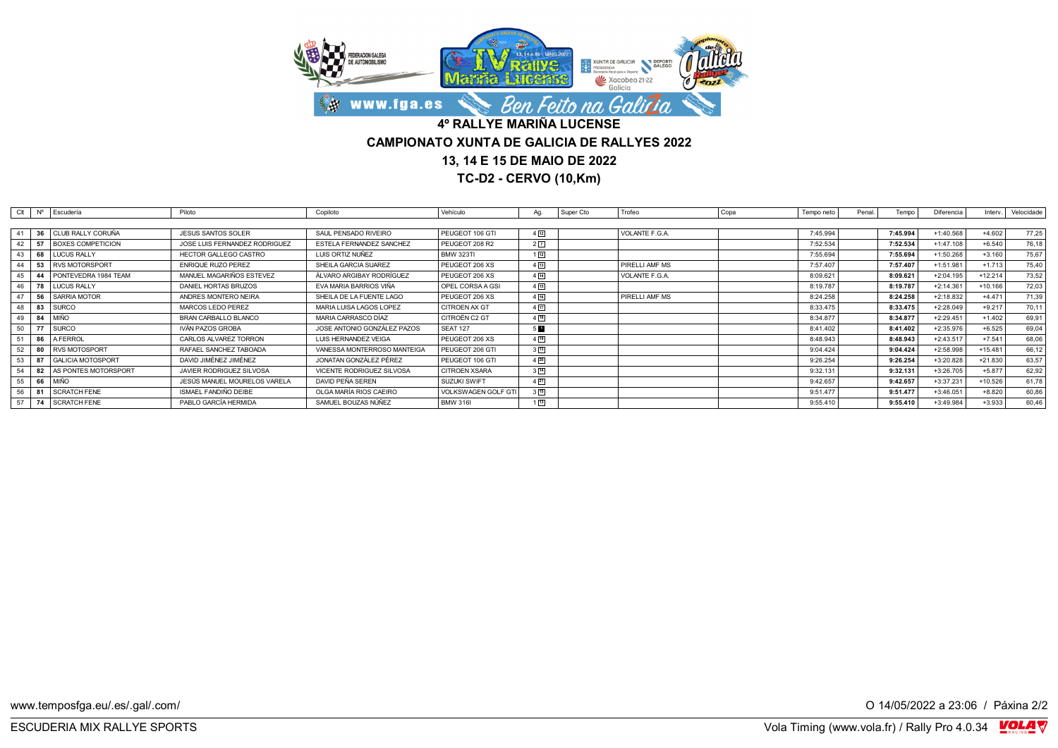# 4º RALLYE MARIÑA LUCENSE

## CAMPIONATO XUNTA DE GALICIA DE RALLYES 2022

## 13, 14 E 15 DE MAIO DE 2022

## TC-D2 - CERVO (10,Km)

| Clt | Nº | Escudería | Piloto | Copiloto | Vehículo | Ag. | Super Cto | Trofeo | Copa | Tempo neto | Penal. | Tempo | Diferencia | Interv. | Velocidade |
|---|---|---|---|---|---|---|---|---|---|---|---|---|---|---|---|
| 41 | **36** | CLUB RALLY CORUÑA | JESUS SANTOS SOLER | SAUL PENSADO RIVEIRO | PEUGEOT 106 GTI | 4 12 | | VOLANTE F.G.A. | | 7:45.994 | | **7:45.994** | +1:40.568 | +4.602 | 77,25 |
| 42 | **57** | BOXES COMPETICION | JOSE LUIS FERNANDEZ RODRIGUEZ | ESTELA FERNANDEZ SANCHEZ | PEUGEOT 208 R2 | 2 7 | | | | 7:52.534 | | **7:52.534** | +1:47.108 | +6.540 | 76,18 |
| 43 | **68** | LUCUS RALLY | HECTOR GALLEGO CASTRO | LUIS ORTIZ NUÑEZ | BMW 323TI | 1 12 | | | | 7:55.694 | | **7:55.694** | +1:50.268 | +3.160 | 75,67 |
| 44 | **53** | RVS MOTORSPORT | ENRIQUE RUZO PEREZ | SHEILA GARCIA SUAREZ | PEUGEOT 206 XS | 4 13 | | PIRELLI AMF MS | | 7:57.407 | | **7:57.407** | +1:51.981 | +1.713 | 75,40 |
| 45 | **44** | PONTEVEDRA 1984 TEAM | MANUEL MAGARIÑOS ESTEVEZ | ÁLVARO ARGIBAY RODRÍGUEZ | PEUGEOT 206 XS | 4 14 | | VOLANTE F.G.A. | | 8:09.621 | | **8:09.621** | +2:04.195 | +12.214 | 73,52 |
| 46 | **78** | LUCUS RALLY | DANIEL HORTAS BRUZOS | EVA MARIA BARRIOS VIÑA | OPEL CORSA A GSI | 4 15 | | | | 8:19.787 | | **8:19.787** | +2:14.361 | +10.166 | 72,03 |
| 47 | **56** | SARRIA MOTOR | ANDRES MONTERO NEIRA | SHEILA DE LA FUENTE LAGO | PEUGEOT 206 XS | 4 16 | | PIRELLI AMF MS | | 8:24.258 | | **8:24.258** | +2:18.832 | +4.471 | 71,39 |
| 48 | **83** | SURCO | MARCOS LEDO PEREZ | MARIA LUISA LAGOS LOPEZ | CITROEN AX GT | 4 17 | | | | 8:33.475 | | **8:33.475** | +2:28.049 | +9.217 | 70,11 |
| 49 | **84** | MIÑO | BRAN CARBALLO BLANCO | MARIA CARRASCO DÍAZ | CITROËN C2 GT | 4 18 | | | | 8:34.877 | | **8:34.877** | +2:29.451 | +1.402 | 69,91 |
| 50 | **77** | SURCO | IVÁN PAZOS GROBA | JOSE ANTONIO GONZÁLEZ PAZOS | SEAT 127 | 5 1 | | | | 8:41.402 | | **8:41.402** | +2:35.976 | +6.525 | 69,04 |
| 51 | **86** | A.FERROL | CARLOS ALVAREZ TORRON | LUIS HERNANDEZ VEIGA | PEUGEOT 206 XS | 4 19 | | | | 8:48.943 | | **8:48.943** | +2:43.517 | +7.541 | 68,06 |
| 52 | **80** | RVS MOTOSPORT | RAFAEL SANCHEZ TABOADA | VANESSA MONTERROSO MANTEIGA | PEUGEOT 206 GTI | 3 13 | | | | 9:04.424 | | **9:04.424** | +2:58.998 | +15.481 | 66,12 |
| 53 | **87** | GALICIA MOTOSPORT | DAVID JIMÉNEZ JIMÉNEZ | JONATAN GONZÁLEZ PÉREZ | PEUGEOT 106 GTI | 4 20 | | | | 9:26.254 | | **9:26.254** | +3:20.828 | +21.830 | 63,57 |
| 54 | **82** | AS PONTES MOTORSPORT | JAVIER RODRIGUEZ SILVOSA | VICENTE RODRIGUEZ SILVOSA | CITROEN XSARA | 3 14 | | | | 9:32.131 | | **9:32.131** | +3:26.705 | +5.877 | 62,92 |
| 55 | **66** | MIÑO | JESÚS MANUEL MOURELOS VARELA | DAVID PEÑA SEREN | SUZUKI SWIFT | 4 21 | | | | 9:42.657 | | **9:42.657** | +3:37.231 | +10.526 | 61,78 |
| 56 | **81** | SCRATCH FENE | ISMAEL FANDIÑO DEIBE | OLGA MARÍA RIOS CAEIRO | VOLKSWAGEN GOLF GTI | 3 15 | | | | 9:51.477 | | **9:51.477** | +3:46.051 | +8.820 | 60,86 |
| 57 | **74** | SCRATCH FENE | PABLO GARCÍA HERMIDA | SAMUEL BOUZAS NÚÑEZ | BMW 316I | 1 13 | | | | 9:55.410 | | **9:55.410** | +3:49.984 | +3.933 | 60,46 |

www.temposfga.eu/.es/.gal/.com/

O 14/05/2022 a 23:06 / Páxina 2/2

ESCUDERIA MIX RALLYE SPORTS

Vola Timing (www.vola.fr) / Rally Pro 4.0.34